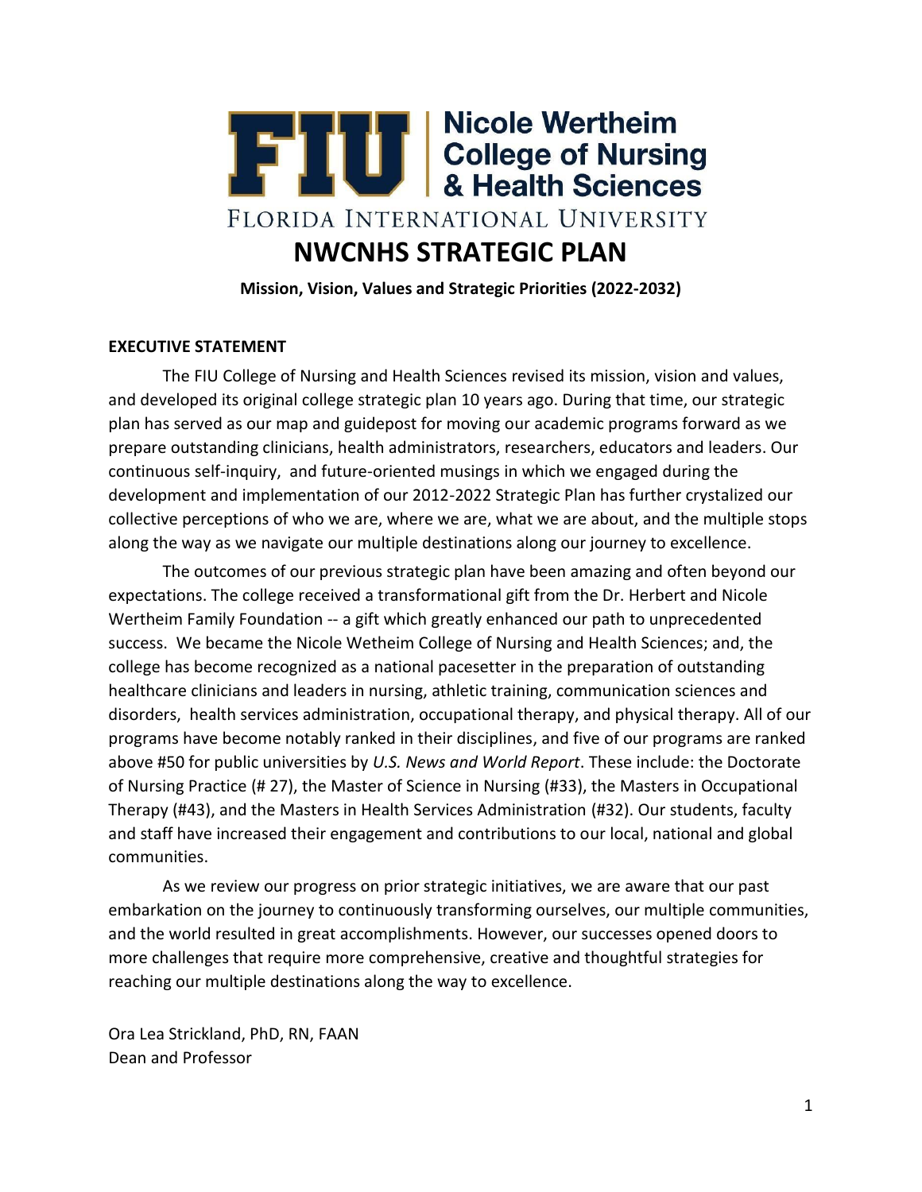# FIU | Nicole Wertheim College of Nursing & Health Sciences

FLORIDA INTERNATIONAL UNIVERSITY

# NWCNHS STRATEGIC PLAN

**Mission, Vision, Values and Strategic Priorities (2022-2032)**

## EXECUTIVE STATEMENT

The FIU College of Nursing and Health Sciences revised its mission, vision and values, and developed its original college strategic plan 10 years ago. During that time, our strategic plan has served as our map and guidepost for moving our academic programs forward as we prepare outstanding clinicians, health administrators, researchers, educators and leaders. Our continuous self-inquiry, and future-oriented musings in which we engaged during the development and implementation of our 2012-2022 Strategic Plan has further crystalized our collective perceptions of who we are, where we are, what we are about, and the multiple stops along the way as we navigate our multiple destinations along our journey to excellence.

The outcomes of our previous strategic plan have been amazing and often beyond our expectations. The college received a transformational gift from the Dr. Herbert and Nicole Wertheim Family Foundation -- a gift which greatly enhanced our path to unprecedented success. We became the Nicole Wetheim College of Nursing and Health Sciences; and, the college has become recognized as a national pacesetter in the preparation of outstanding healthcare clinicians and leaders in nursing, athletic training, communication sciences and disorders, health services administration, occupational therapy, and physical therapy. All of our programs have become notably ranked in their disciplines, and five of our programs are ranked above #50 for public universities by *U.S. News and World Report*. These include: the Doctorate of Nursing Practice (# 27), the Master of Science in Nursing (#33), the Masters in Occupational Therapy (#43), and the Masters in Health Services Administration (#32). Our students, faculty and staff have increased their engagement and contributions to our local, national and global communities.

As we review our progress on prior strategic initiatives, we are aware that our past embarkation on the journey to continuously transforming ourselves, our multiple communities, and the world resulted in great accomplishments. However, our successes opened doors to more challenges that require more comprehensive, creative and thoughtful strategies for reaching our multiple destinations along the way to excellence.

Ora Lea Strickland, PhD, RN, FAAN
Dean and Professor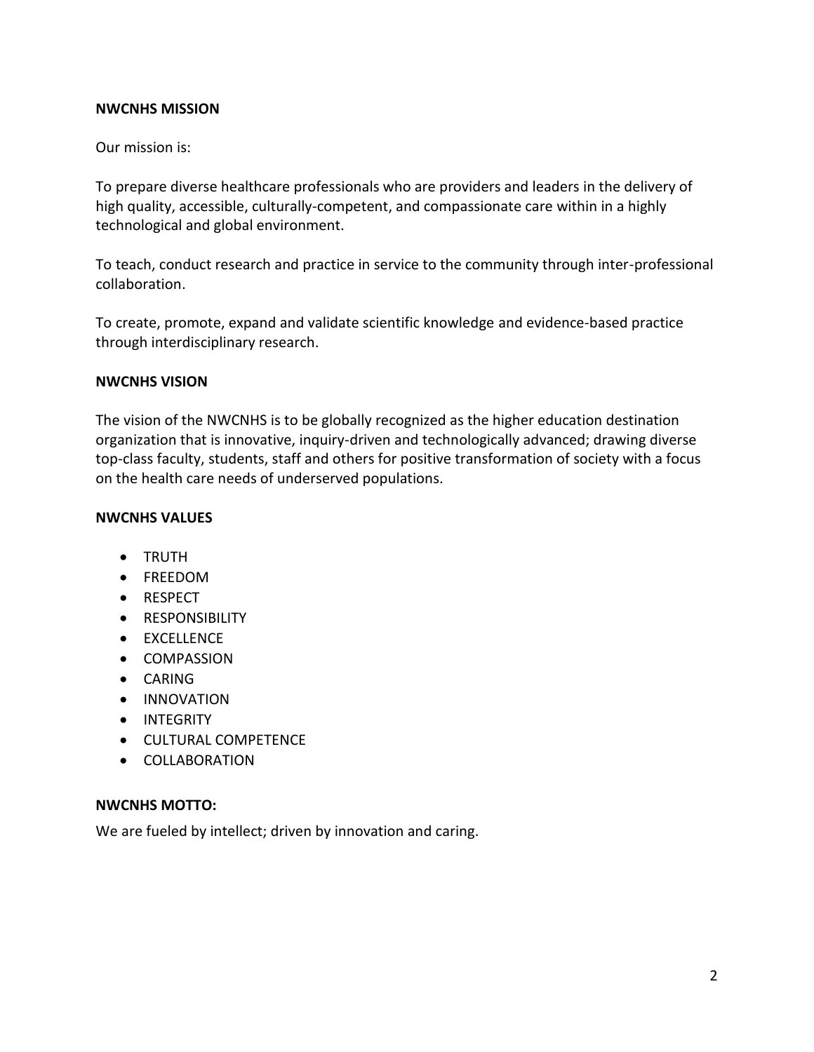**NWCNHS MISSION**

Our mission is:

To prepare diverse healthcare professionals who are providers and leaders in the delivery of high quality, accessible, culturally-competent, and compassionate care within in a highly technological and global environment.

To teach, conduct research and practice in service to the community through inter-professional collaboration.

To create, promote, expand and validate scientific knowledge and evidence-based practice through interdisciplinary research.

**NWCNHS VISION**

The vision of the NWCNHS is to be globally recognized as the higher education destination organization that is innovative, inquiry-driven and technologically advanced; drawing diverse top-class faculty, students, staff and others for positive transformation of society with a focus on the health care needs of underserved populations.

**NWCNHS VALUES**

- TRUTH
- FREEDOM
- RESPECT
- RESPONSIBILITY
- EXCELLENCE
- COMPASSION
- CARING
- INNOVATION
- INTEGRITY
- CULTURAL COMPETENCE
- COLLABORATION

**NWCNHS MOTTO:**

We are fueled by intellect; driven by innovation and caring.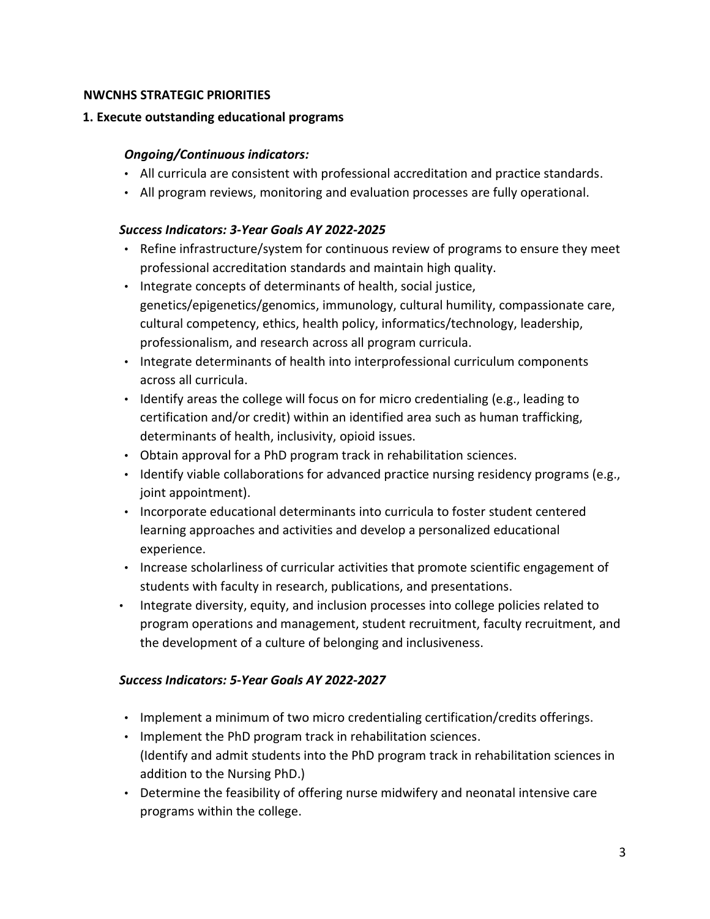## NWCNHS STRATEGIC PRIORITIES

### 1. Execute outstanding educational programs

***Ongoing/Continuous indicators:***

- All curricula are consistent with professional accreditation and practice standards.
- All program reviews, monitoring and evaluation processes are fully operational.

***Success Indicators: 3-Year Goals AY 2022-2025***

- Refine infrastructure/system for continuous review of programs to ensure they meet professional accreditation standards and maintain high quality.
- Integrate concepts of determinants of health, social justice, genetics/epigenetics/genomics, immunology, cultural humility, compassionate care, cultural competency, ethics, health policy, informatics/technology, leadership, professionalism, and research across all program curricula.
- Integrate determinants of health into interprofessional curriculum components across all curricula.
- Identify areas the college will focus on for micro credentialing (e.g., leading to certification and/or credit) within an identified area such as human trafficking, determinants of health, inclusivity, opioid issues.
- Obtain approval for a PhD program track in rehabilitation sciences.
- Identify viable collaborations for advanced practice nursing residency programs (e.g., joint appointment).
- Incorporate educational determinants into curricula to foster student centered learning approaches and activities and develop a personalized educational experience.
- Increase scholarliness of curricular activities that promote scientific engagement of students with faculty in research, publications, and presentations.
- Integrate diversity, equity, and inclusion processes into college policies related to program operations and management, student recruitment, faculty recruitment, and the development of a culture of belonging and inclusiveness.

***Success Indicators: 5-Year Goals AY 2022-2027***

- Implement a minimum of two micro credentialing certification/credits offerings.
- Implement the PhD program track in rehabilitation sciences. (Identify and admit students into the PhD program track in rehabilitation sciences in addition to the Nursing PhD.)
- Determine the feasibility of offering nurse midwifery and neonatal intensive care programs within the college.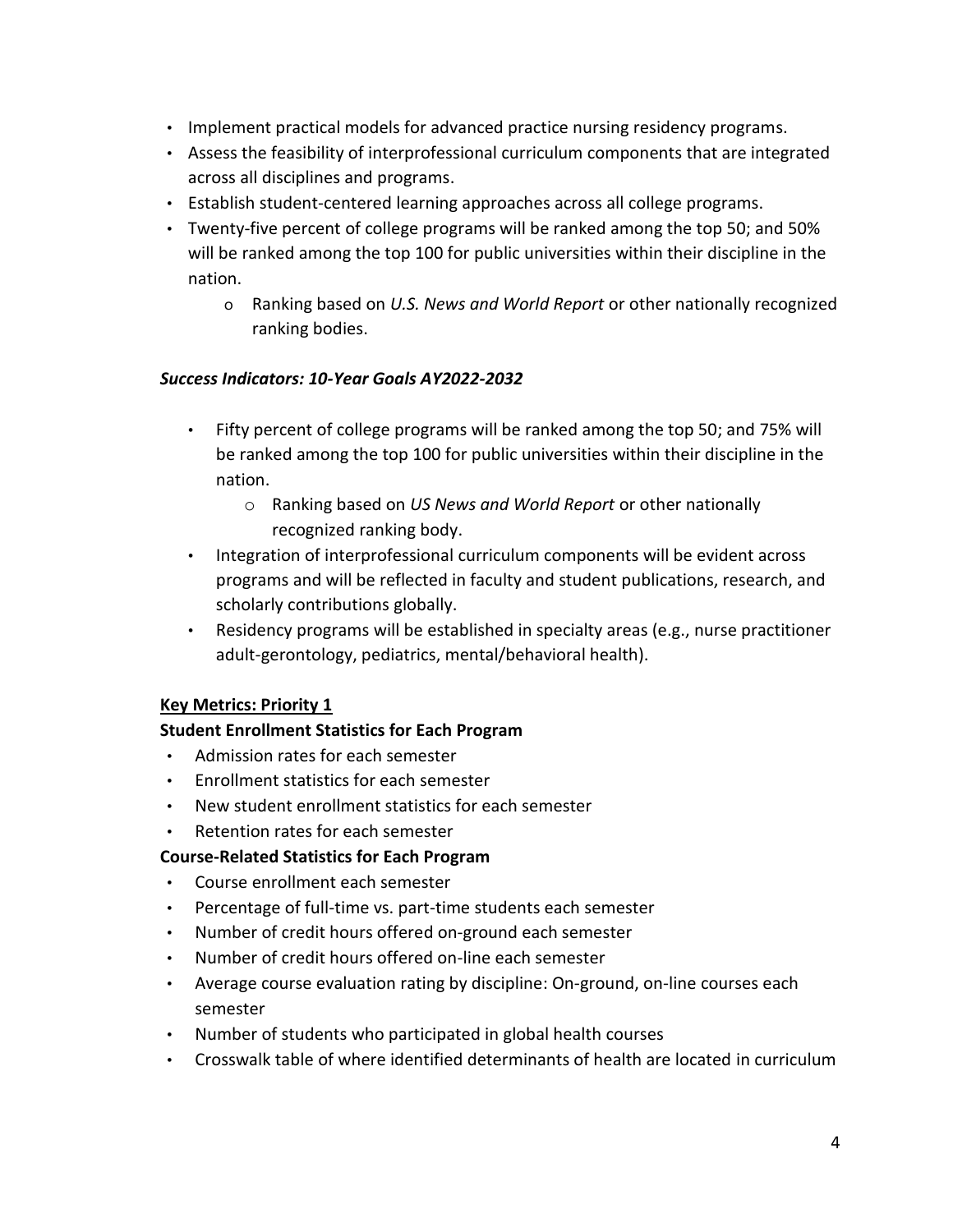- Implement practical models for advanced practice nursing residency programs.
- Assess the feasibility of interprofessional curriculum components that are integrated across all disciplines and programs.
- Establish student-centered learning approaches across all college programs.
- Twenty-five percent of college programs will be ranked among the top 50; and 50% will be ranked among the top 100 for public universities within their discipline in the nation.
    - Ranking based on *U.S. News and World Report* or other nationally recognized ranking bodies.

***Success Indicators: 10-Year Goals AY2022-2032***

- Fifty percent of college programs will be ranked among the top 50; and 75% will be ranked among the top 100 for public universities within their discipline in the nation.
    - Ranking based on *US News and World Report* or other nationally recognized ranking body.
- Integration of interprofessional curriculum components will be evident across programs and will be reflected in faculty and student publications, research, and scholarly contributions globally.
- Residency programs will be established in specialty areas (e.g., nurse practitioner adult-gerontology, pediatrics, mental/behavioral health).

**<u>Key Metrics: Priority 1</u>**

**Student Enrollment Statistics for Each Program**

- Admission rates for each semester
- Enrollment statistics for each semester
- New student enrollment statistics for each semester
- Retention rates for each semester

**Course-Related Statistics for Each Program**

- Course enrollment each semester
- Percentage of full-time vs. part-time students each semester
- Number of credit hours offered on-ground each semester
- Number of credit hours offered on-line each semester
- Average course evaluation rating by discipline: On-ground, on-line courses each semester
- Number of students who participated in global health courses
- Crosswalk table of where identified determinants of health are located in curriculum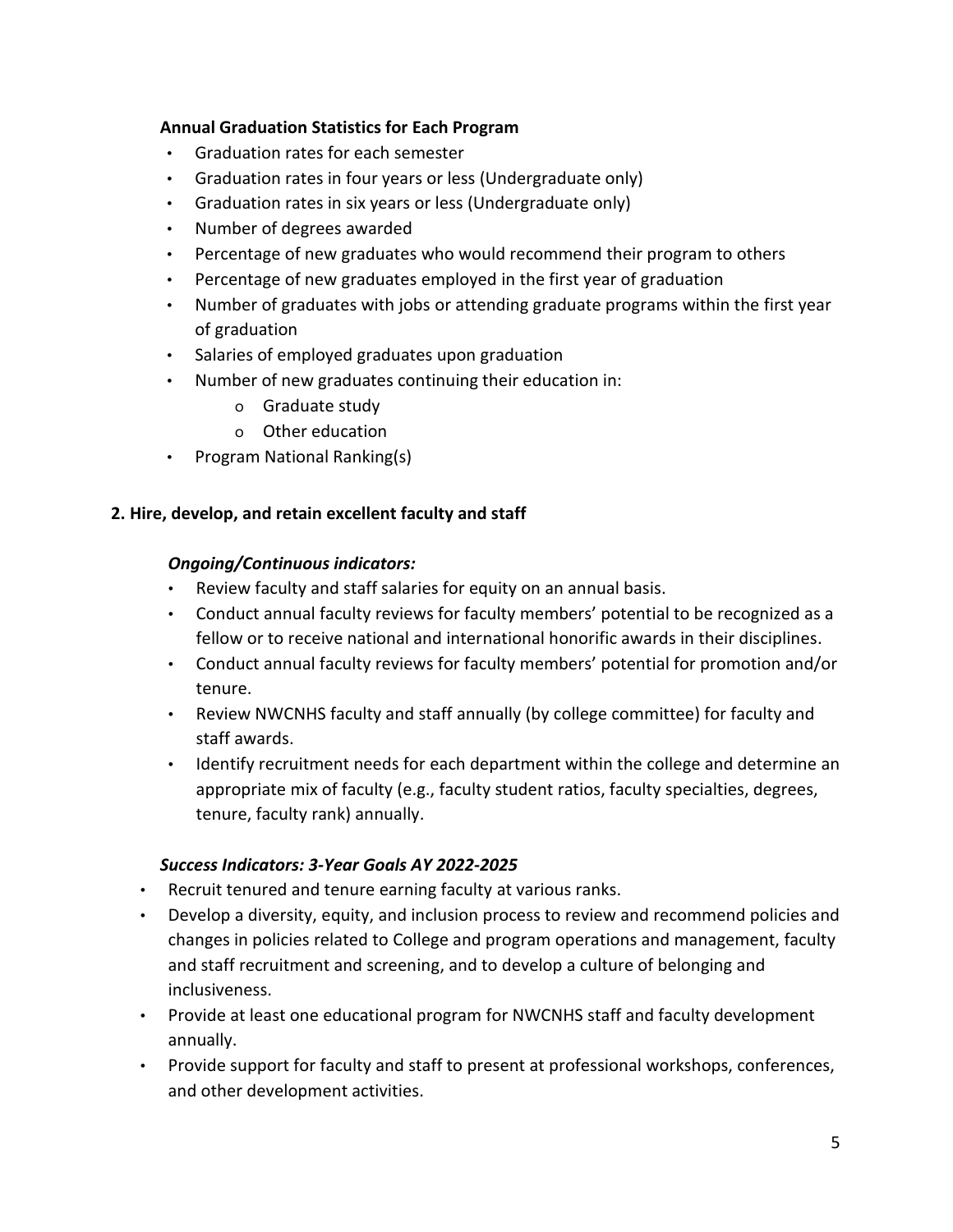**Annual Graduation Statistics for Each Program**

- Graduation rates for each semester
- Graduation rates in four years or less (Undergraduate only)
- Graduation rates in six years or less (Undergraduate only)
- Number of degrees awarded
- Percentage of new graduates who would recommend their program to others
- Percentage of new graduates employed in the first year of graduation
- Number of graduates with jobs or attending graduate programs within the first year of graduation
- Salaries of employed graduates upon graduation
- Number of new graduates continuing their education in:
    - Graduate study
    - Other education
- Program National Ranking(s)

## 2. Hire, develop, and retain excellent faculty and staff

***Ongoing/Continuous indicators:***

- Review faculty and staff salaries for equity on an annual basis.
- Conduct annual faculty reviews for faculty members' potential to be recognized as a fellow or to receive national and international honorific awards in their disciplines.
- Conduct annual faculty reviews for faculty members' potential for promotion and/or tenure.
- Review NWCNHS faculty and staff annually (by college committee) for faculty and staff awards.
- Identify recruitment needs for each department within the college and determine an appropriate mix of faculty (e.g., faculty student ratios, faculty specialties, degrees, tenure, faculty rank) annually.

***Success Indicators: 3-Year Goals AY 2022-2025***

- Recruit tenured and tenure earning faculty at various ranks.
- Develop a diversity, equity, and inclusion process to review and recommend policies and changes in policies related to College and program operations and management, faculty and staff recruitment and screening, and to develop a culture of belonging and inclusiveness.
- Provide at least one educational program for NWCNHS staff and faculty development annually.
- Provide support for faculty and staff to present at professional workshops, conferences, and other development activities.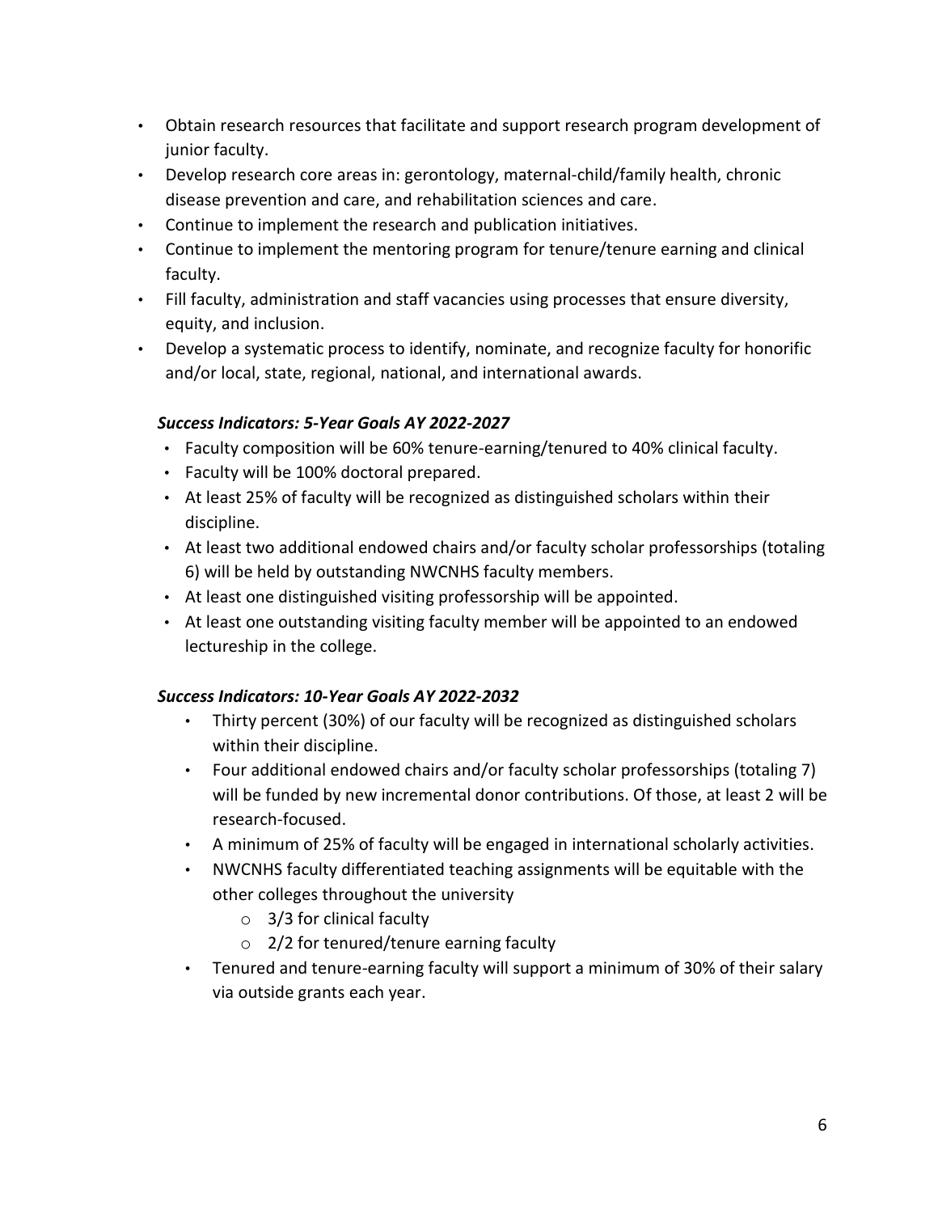- Obtain research resources that facilitate and support research program development of junior faculty.
- Develop research core areas in: gerontology, maternal-child/family health, chronic disease prevention and care, and rehabilitation sciences and care.
- Continue to implement the research and publication initiatives.
- Continue to implement the mentoring program for tenure/tenure earning and clinical faculty.
- Fill faculty, administration and staff vacancies using processes that ensure diversity, equity, and inclusion.
- Develop a systematic process to identify, nominate, and recognize faculty for honorific and/or local, state, regional, national, and international awards.

***Success Indicators: 5-Year Goals AY 2022-2027***

- Faculty composition will be 60% tenure-earning/tenured to 40% clinical faculty.
- Faculty will be 100% doctoral prepared.
- At least 25% of faculty will be recognized as distinguished scholars within their discipline.
- At least two additional endowed chairs and/or faculty scholar professorships (totaling 6) will be held by outstanding NWCNHS faculty members.
- At least one distinguished visiting professorship will be appointed.
- At least one outstanding visiting faculty member will be appointed to an endowed lectureship in the college.

***Success Indicators: 10-Year Goals AY 2022-2032***

- Thirty percent (30%) of our faculty will be recognized as distinguished scholars within their discipline.
- Four additional endowed chairs and/or faculty scholar professorships (totaling 7) will be funded by new incremental donor contributions. Of those, at least 2 will be research-focused.
- A minimum of 25% of faculty will be engaged in international scholarly activities.
- NWCNHS faculty differentiated teaching assignments will be equitable with the other colleges throughout the university
  - 3/3 for clinical faculty
  - 2/2 for tenured/tenure earning faculty
- Tenured and tenure-earning faculty will support a minimum of 30% of their salary via outside grants each year.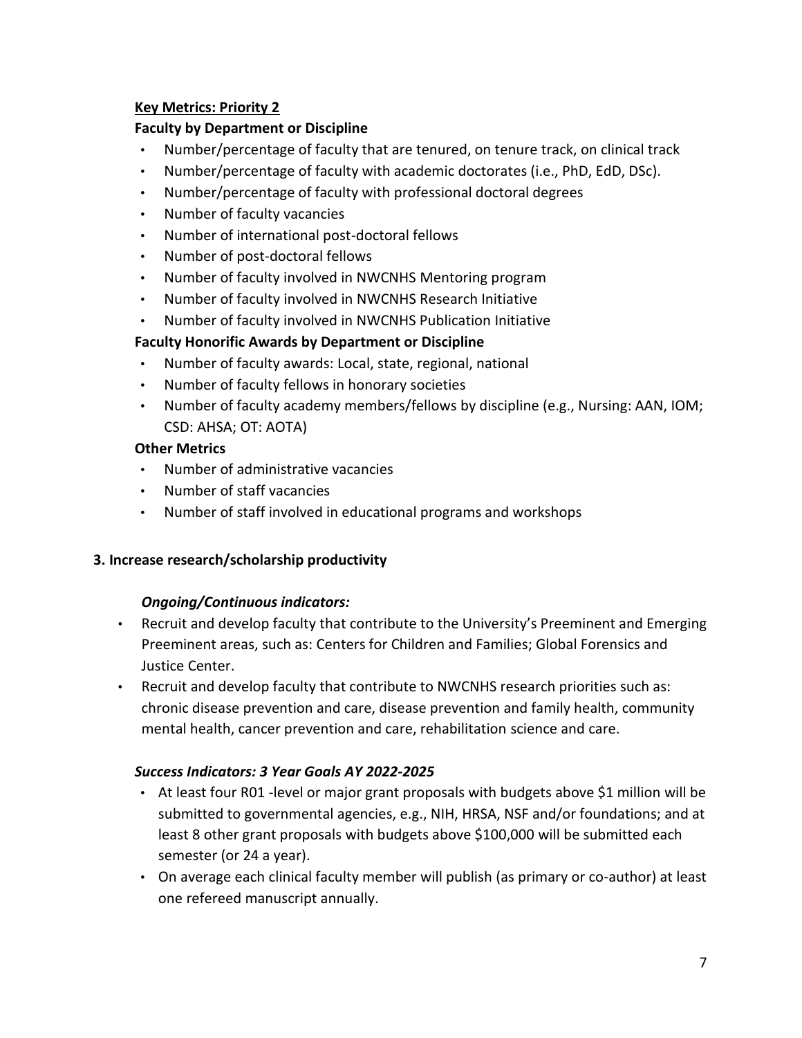**Key Metrics: Priority 2**

**Faculty by Department or Discipline**

- Number/percentage of faculty that are tenured, on tenure track, on clinical track
- Number/percentage of faculty with academic doctorates (i.e., PhD, EdD, DSc).
- Number/percentage of faculty with professional doctoral degrees
- Number of faculty vacancies
- Number of international post-doctoral fellows
- Number of post-doctoral fellows
- Number of faculty involved in NWCNHS Mentoring program
- Number of faculty involved in NWCNHS Research Initiative
- Number of faculty involved in NWCNHS Publication Initiative

**Faculty Honorific Awards by Department or Discipline**

- Number of faculty awards: Local, state, regional, national
- Number of faculty fellows in honorary societies
- Number of faculty academy members/fellows by discipline (e.g., Nursing: AAN, IOM; CSD: AHSA; OT: AOTA)

**Other Metrics**

- Number of administrative vacancies
- Number of staff vacancies
- Number of staff involved in educational programs and workshops

**3. Increase research/scholarship productivity**

***Ongoing/Continuous indicators:***

- Recruit and develop faculty that contribute to the University's Preeminent and Emerging Preeminent areas, such as: Centers for Children and Families; Global Forensics and Justice Center.
- Recruit and develop faculty that contribute to NWCNHS research priorities such as: chronic disease prevention and care, disease prevention and family health, community mental health, cancer prevention and care, rehabilitation science and care.

***Success Indicators: 3 Year Goals AY 2022-2025***

- At least four R01 -level or major grant proposals with budgets above $1 million will be submitted to governmental agencies, e.g., NIH, HRSA, NSF and/or foundations; and at least 8 other grant proposals with budgets above $100,000 will be submitted each semester (or 24 a year).
- On average each clinical faculty member will publish (as primary or co-author) at least one refereed manuscript annually.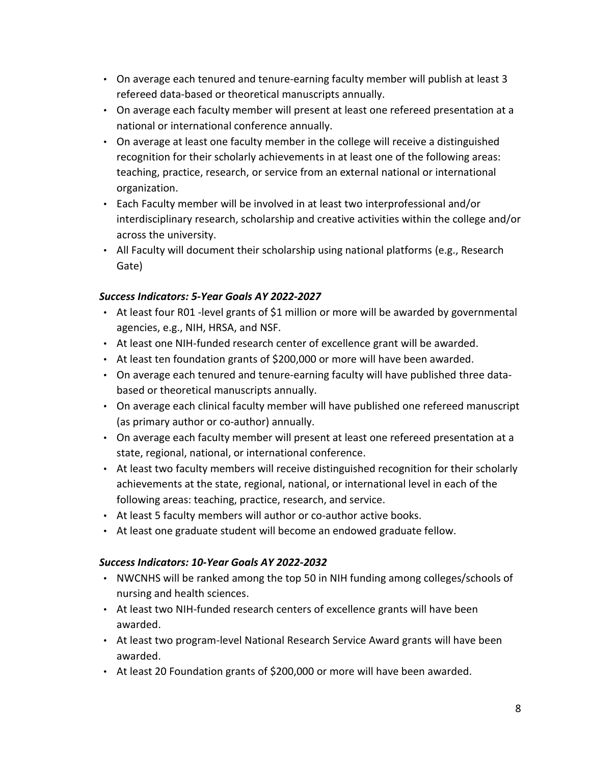- On average each tenured and tenure-earning faculty member will publish at least 3 refereed data-based or theoretical manuscripts annually.
- On average each faculty member will present at least one refereed presentation at a national or international conference annually.
- On average at least one faculty member in the college will receive a distinguished recognition for their scholarly achievements in at least one of the following areas: teaching, practice, research, or service from an external national or international organization.
- Each Faculty member will be involved in at least two interprofessional and/or interdisciplinary research, scholarship and creative activities within the college and/or across the university.
- All Faculty will document their scholarship using national platforms (e.g., Research Gate)

***Success Indicators: 5-Year Goals AY 2022-2027***

- At least four R01 -level grants of $1 million or more will be awarded by governmental agencies, e.g., NIH, HRSA, and NSF.
- At least one NIH-funded research center of excellence grant will be awarded.
- At least ten foundation grants of $200,000 or more will have been awarded.
- On average each tenured and tenure-earning faculty will have published three data-based or theoretical manuscripts annually.
- On average each clinical faculty member will have published one refereed manuscript (as primary author or co-author) annually.
- On average each faculty member will present at least one refereed presentation at a state, regional, national, or international conference.
- At least two faculty members will receive distinguished recognition for their scholarly achievements at the state, regional, national, or international level in each of the following areas: teaching, practice, research, and service.
- At least 5 faculty members will author or co-author active books.
- At least one graduate student will become an endowed graduate fellow.

***Success Indicators: 10-Year Goals AY 2022-2032***

- NWCNHS will be ranked among the top 50 in NIH funding among colleges/schools of nursing and health sciences.
- At least two NIH-funded research centers of excellence grants will have been awarded.
- At least two program-level National Research Service Award grants will have been awarded.
- At least 20 Foundation grants of $200,000 or more will have been awarded.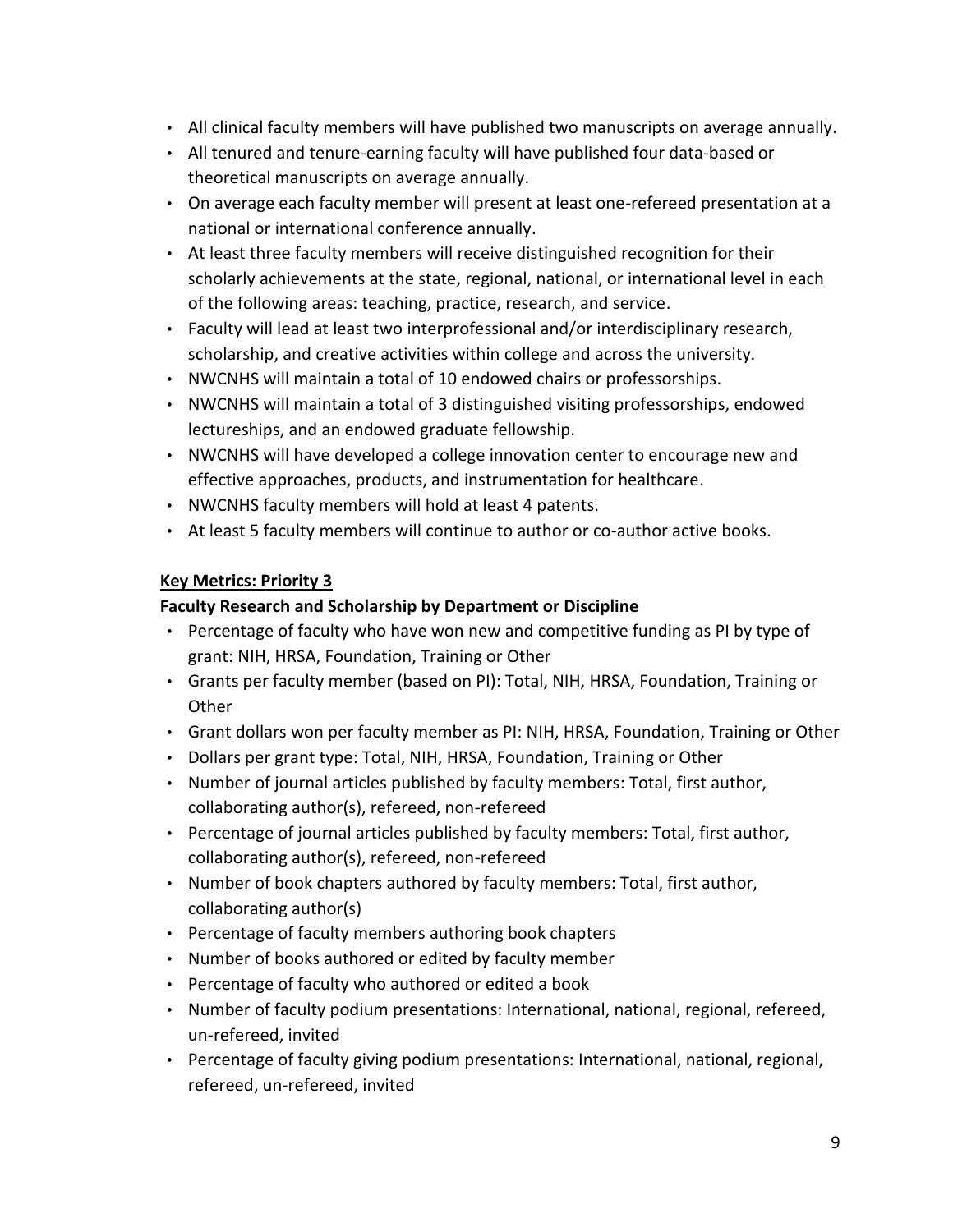- All clinical faculty members will have published two manuscripts on average annually.
- All tenured and tenure-earning faculty will have published four data-based or theoretical manuscripts on average annually.
- On average each faculty member will present at least one-refereed presentation at a national or international conference annually.
- At least three faculty members will receive distinguished recognition for their scholarly achievements at the state, regional, national, or international level in each of the following areas: teaching, practice, research, and service.
- Faculty will lead at least two interprofessional and/or interdisciplinary research, scholarship, and creative activities within college and across the university.
- NWCNHS will maintain a total of 10 endowed chairs or professorships.
- NWCNHS will maintain a total of 3 distinguished visiting professorships, endowed lectureships, and an endowed graduate fellowship.
- NWCNHS will have developed a college innovation center to encourage new and effective approaches, products, and instrumentation for healthcare.
- NWCNHS faculty members will hold at least 4 patents.
- At least 5 faculty members will continue to author or co-author active books.

**<u>Key Metrics: Priority 3</u>**

**Faculty Research and Scholarship by Department or Discipline**

- Percentage of faculty who have won new and competitive funding as PI by type of grant: NIH, HRSA, Foundation, Training or Other
- Grants per faculty member (based on PI): Total, NIH, HRSA, Foundation, Training or Other
- Grant dollars won per faculty member as PI: NIH, HRSA, Foundation, Training or Other
- Dollars per grant type: Total, NIH, HRSA, Foundation, Training or Other
- Number of journal articles published by faculty members: Total, first author, collaborating author(s), refereed, non-refereed
- Percentage of journal articles published by faculty members: Total, first author, collaborating author(s), refereed, non-refereed
- Number of book chapters authored by faculty members: Total, first author, collaborating author(s)
- Percentage of faculty members authoring book chapters
- Number of books authored or edited by faculty member
- Percentage of faculty who authored or edited a book
- Number of faculty podium presentations: International, national, regional, refereed, un-refereed, invited
- Percentage of faculty giving podium presentations: International, national, regional, refereed, un-refereed, invited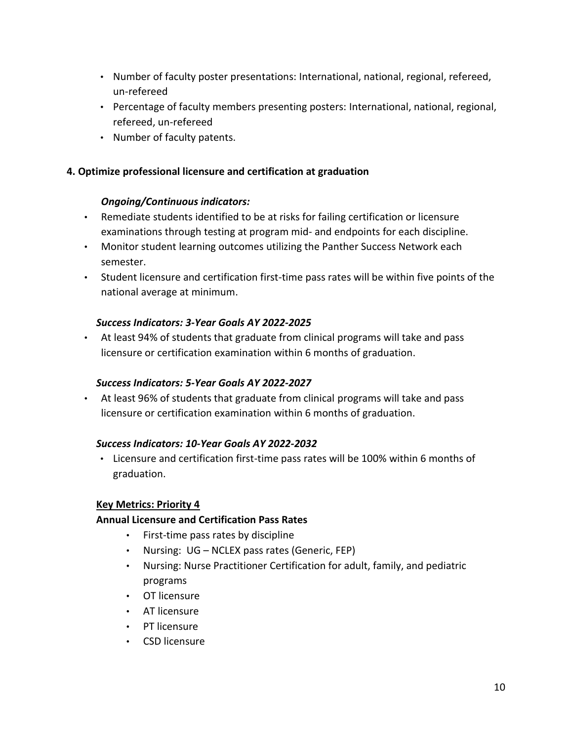- Number of faculty poster presentations: International, national, regional, refereed, un-refereed
- Percentage of faculty members presenting posters: International, national, regional, refereed, un-refereed
- Number of faculty patents.

**4. Optimize professional licensure and certification at graduation**

***Ongoing/Continuous indicators:***

- Remediate students identified to be at risks for failing certification or licensure examinations through testing at program mid- and endpoints for each discipline.
- Monitor student learning outcomes utilizing the Panther Success Network each semester.
- Student licensure and certification first-time pass rates will be within five points of the national average at minimum.

***Success Indicators: 3-Year Goals AY 2022-2025***

- At least 94% of students that graduate from clinical programs will take and pass licensure or certification examination within 6 months of graduation.

***Success Indicators: 5-Year Goals AY 2022-2027***

- At least 96% of students that graduate from clinical programs will take and pass licensure or certification examination within 6 months of graduation.

***Success Indicators: 10-Year Goals AY 2022-2032***

- Licensure and certification first-time pass rates will be 100% within 6 months of graduation.

**Key Metrics: Priority 4**

**Annual Licensure and Certification Pass Rates**

- First-time pass rates by discipline
- Nursing: UG – NCLEX pass rates (Generic, FEP)
- Nursing: Nurse Practitioner Certification for adult, family, and pediatric programs
- OT licensure
- AT licensure
- PT licensure
- CSD licensure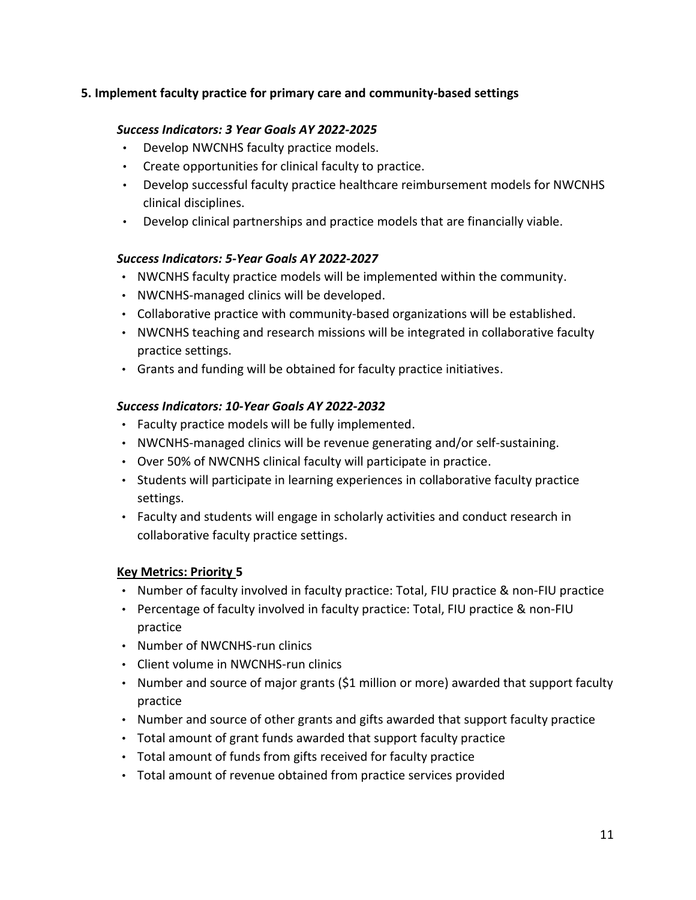### 5. Implement faculty practice for primary care and community-based settings

***Success Indicators: 3 Year Goals AY 2022-2025***

- Develop NWCNHS faculty practice models.
- Create opportunities for clinical faculty to practice.
- Develop successful faculty practice healthcare reimbursement models for NWCNHS clinical disciplines.
- Develop clinical partnerships and practice models that are financially viable.

***Success Indicators: 5-Year Goals AY 2022-2027***

- NWCNHS faculty practice models will be implemented within the community.
- NWCNHS-managed clinics will be developed.
- Collaborative practice with community-based organizations will be established.
- NWCNHS teaching and research missions will be integrated in collaborative faculty practice settings.
- Grants and funding will be obtained for faculty practice initiatives.

***Success Indicators: 10-Year Goals AY 2022-2032***

- Faculty practice models will be fully implemented.
- NWCNHS-managed clinics will be revenue generating and/or self-sustaining.
- Over 50% of NWCNHS clinical faculty will participate in practice.
- Students will participate in learning experiences in collaborative faculty practice settings.
- Faculty and students will engage in scholarly activities and conduct research in collaborative faculty practice settings.

**Key Metrics: Priority 5**

- Number of faculty involved in faculty practice: Total, FIU practice & non-FIU practice
- Percentage of faculty involved in faculty practice: Total, FIU practice & non-FIU practice
- Number of NWCNHS-run clinics
- Client volume in NWCNHS-run clinics
- Number and source of major grants ($1 million or more) awarded that support faculty practice
- Number and source of other grants and gifts awarded that support faculty practice
- Total amount of grant funds awarded that support faculty practice
- Total amount of funds from gifts received for faculty practice
- Total amount of revenue obtained from practice services provided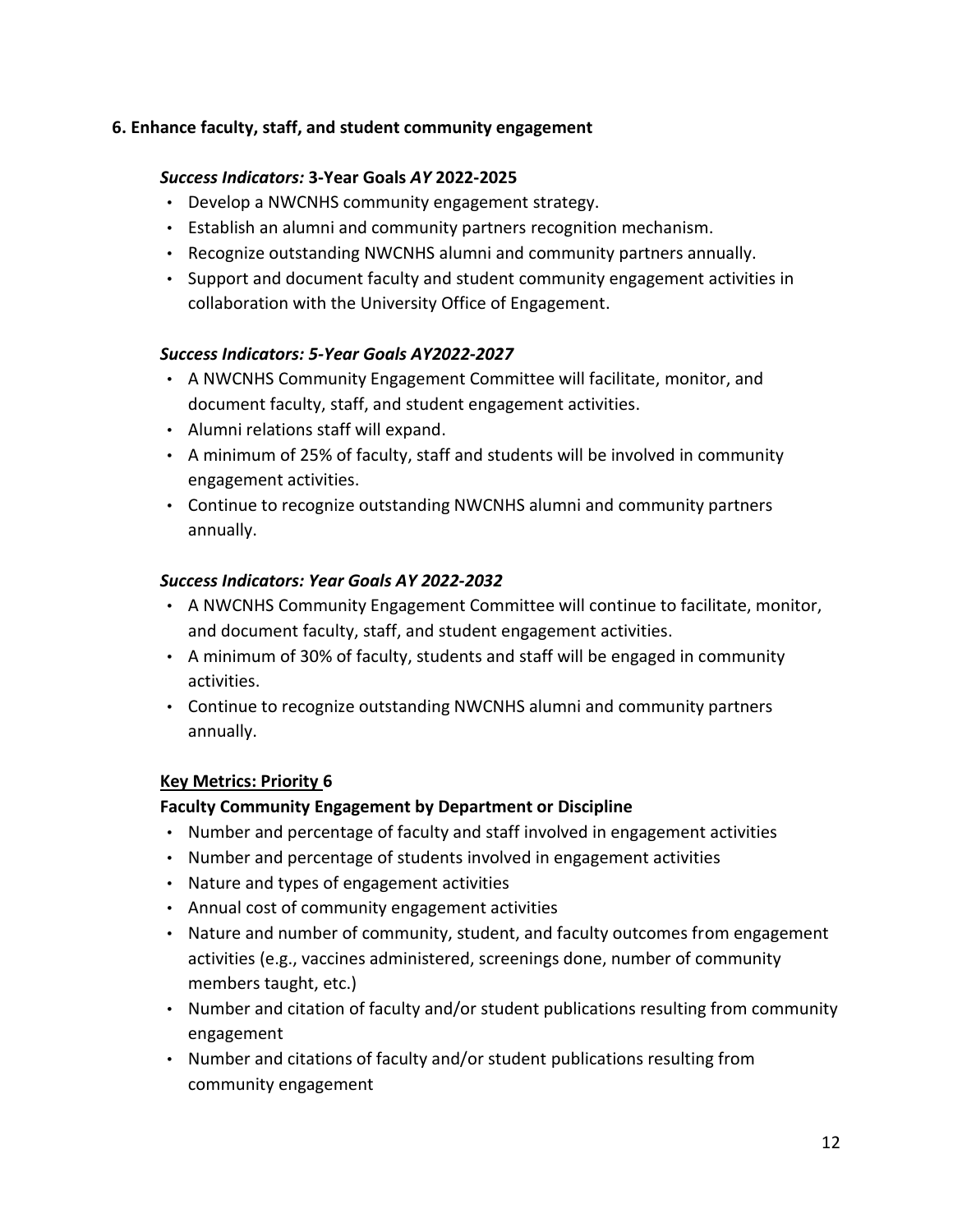**6. Enhance faculty, staff, and student community engagement**

***Success Indicators:*** **3-Year Goals** ***AY*** **2022-2025**

- Develop a NWCNHS community engagement strategy.
- Establish an alumni and community partners recognition mechanism.
- Recognize outstanding NWCNHS alumni and community partners annually.
- Support and document faculty and student community engagement activities in collaboration with the University Office of Engagement.

***Success Indicators: 5-Year Goals AY2022-2027***

- A NWCNHS Community Engagement Committee will facilitate, monitor, and document faculty, staff, and student engagement activities.
- Alumni relations staff will expand.
- A minimum of 25% of faculty, staff and students will be involved in community engagement activities.
- Continue to recognize outstanding NWCNHS alumni and community partners annually.

***Success Indicators: Year Goals AY 2022-2032***

- A NWCNHS Community Engagement Committee will continue to facilitate, monitor, and document faculty, staff, and student engagement activities.
- A minimum of 30% of faculty, students and staff will be engaged in community activities.
- Continue to recognize outstanding NWCNHS alumni and community partners annually.

**Key Metrics: Priority 6**

**Faculty Community Engagement by Department or Discipline**

- Number and percentage of faculty and staff involved in engagement activities
- Number and percentage of students involved in engagement activities
- Nature and types of engagement activities
- Annual cost of community engagement activities
- Nature and number of community, student, and faculty outcomes from engagement activities (e.g., vaccines administered, screenings done, number of community members taught, etc.)
- Number and citation of faculty and/or student publications resulting from community engagement
- Number and citations of faculty and/or student publications resulting from community engagement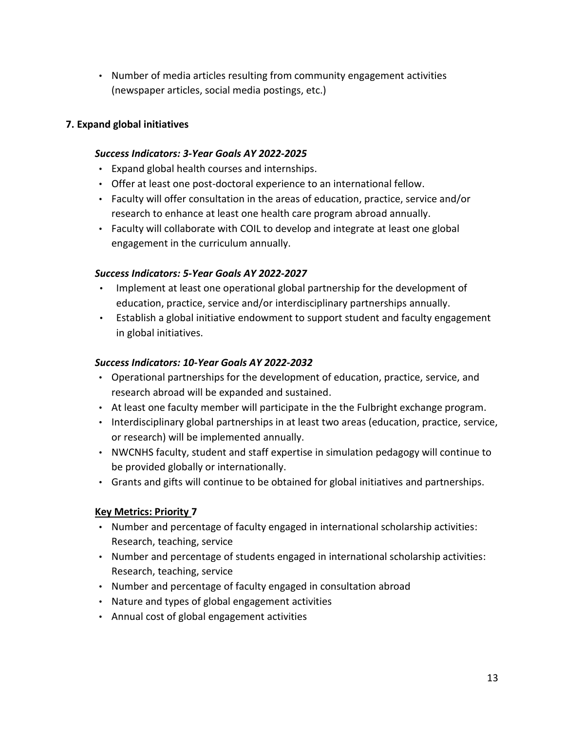- Number of media articles resulting from community engagement activities (newspaper articles, social media postings, etc.)

**7. Expand global initiatives**

***Success Indicators: 3-Year Goals AY 2022-2025***

- Expand global health courses and internships.
- Offer at least one post-doctoral experience to an international fellow.
- Faculty will offer consultation in the areas of education, practice, service and/or research to enhance at least one health care program abroad annually.
- Faculty will collaborate with COIL to develop and integrate at least one global engagement in the curriculum annually.

***Success Indicators: 5-Year Goals AY 2022-2027***

- Implement at least one operational global partnership for the development of education, practice, service and/or interdisciplinary partnerships annually.
- Establish a global initiative endowment to support student and faculty engagement in global initiatives.

***Success Indicators: 10-Year Goals AY 2022-2032***

- Operational partnerships for the development of education, practice, service, and research abroad will be expanded and sustained.
- At least one faculty member will participate in the the Fulbright exchange program.
- Interdisciplinary global partnerships in at least two areas (education, practice, service, or research) will be implemented annually.
- NWCNHS faculty, student and staff expertise in simulation pedagogy will continue to be provided globally or internationally.
- Grants and gifts will continue to be obtained for global initiatives and partnerships.

**Key Metrics: Priority 7**

- Number and percentage of faculty engaged in international scholarship activities: Research, teaching, service
- Number and percentage of students engaged in international scholarship activities: Research, teaching, service
- Number and percentage of faculty engaged in consultation abroad
- Nature and types of global engagement activities
- Annual cost of global engagement activities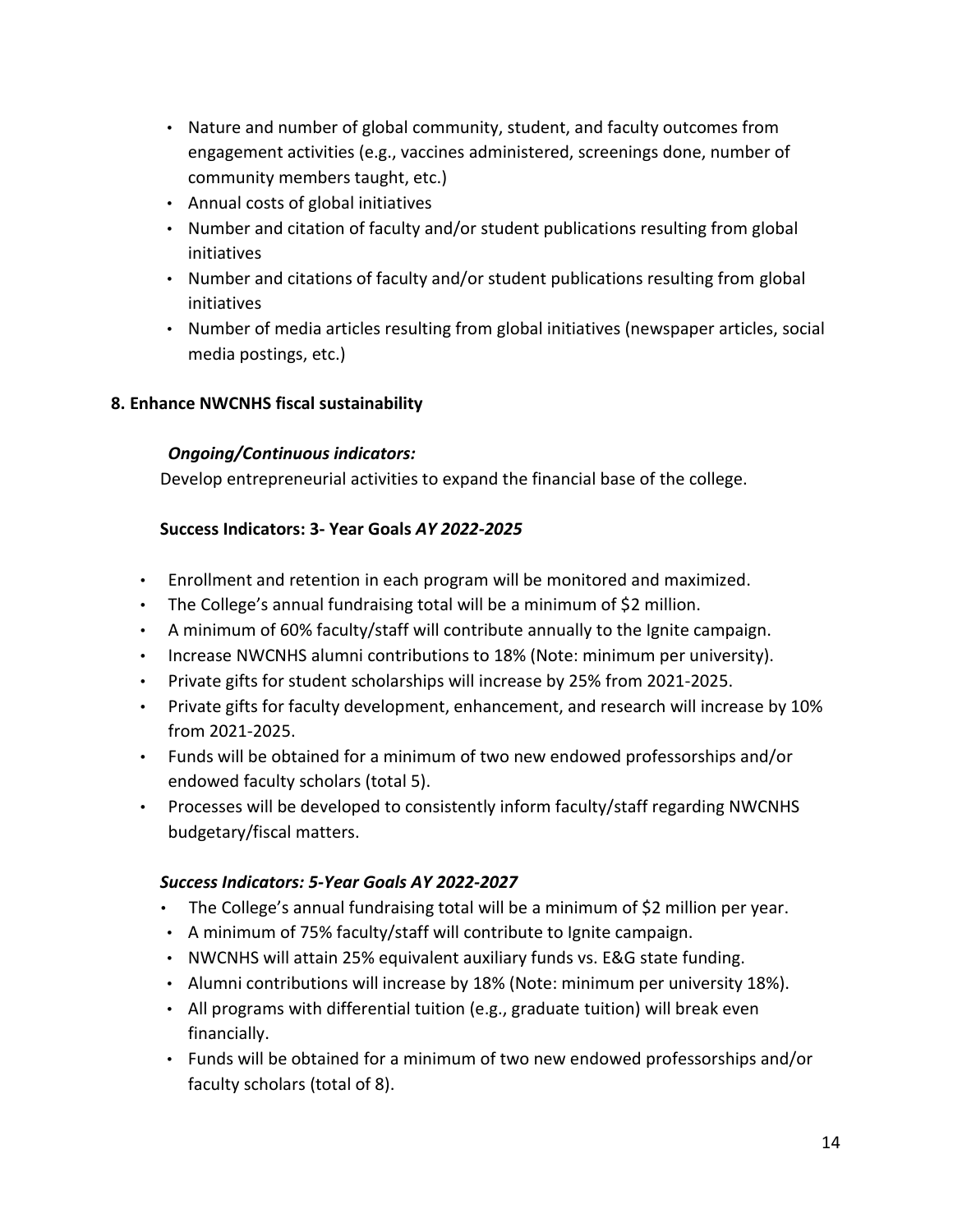- Nature and number of global community, student, and faculty outcomes from engagement activities (e.g., vaccines administered, screenings done, number of community members taught, etc.)
- Annual costs of global initiatives
- Number and citation of faculty and/or student publications resulting from global initiatives
- Number and citations of faculty and/or student publications resulting from global initiatives
- Number of media articles resulting from global initiatives (newspaper articles, social media postings, etc.)

**8. Enhance NWCNHS fiscal sustainability**

***Ongoing/Continuous indicators:***

Develop entrepreneurial activities to expand the financial base of the college.

**Success Indicators: 3- Year Goals *AY 2022-2025***

- Enrollment and retention in each program will be monitored and maximized.
- The College's annual fundraising total will be a minimum of $2 million.
- A minimum of 60% faculty/staff will contribute annually to the Ignite campaign.
- Increase NWCNHS alumni contributions to 18% (Note: minimum per university).
- Private gifts for student scholarships will increase by 25% from 2021-2025.
- Private gifts for faculty development, enhancement, and research will increase by 10% from 2021-2025.
- Funds will be obtained for a minimum of two new endowed professorships and/or endowed faculty scholars (total 5).
- Processes will be developed to consistently inform faculty/staff regarding NWCNHS budgetary/fiscal matters.

***Success Indicators: 5-Year Goals AY 2022-2027***

- The College's annual fundraising total will be a minimum of $2 million per year.
- A minimum of 75% faculty/staff will contribute to Ignite campaign.
- NWCNHS will attain 25% equivalent auxiliary funds vs. E&G state funding.
- Alumni contributions will increase by 18% (Note: minimum per university 18%).
- All programs with differential tuition (e.g., graduate tuition) will break even financially.
- Funds will be obtained for a minimum of two new endowed professorships and/or faculty scholars (total of 8).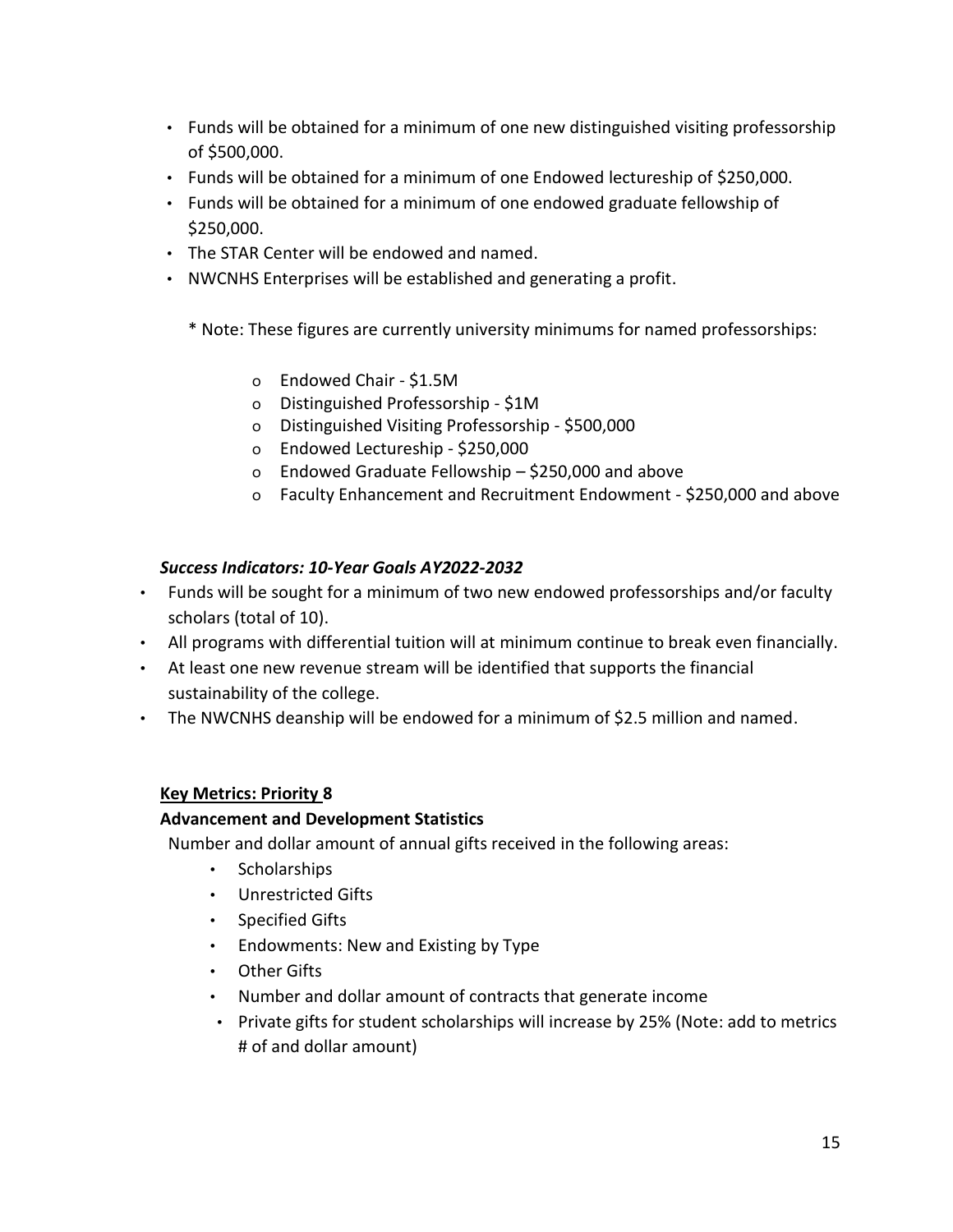- Funds will be obtained for a minimum of one new distinguished visiting professorship of $500,000.
- Funds will be obtained for a minimum of one Endowed lectureship of $250,000.
- Funds will be obtained for a minimum of one endowed graduate fellowship of $250,000.
- The STAR Center will be endowed and named.
- NWCNHS Enterprises will be established and generating a profit.

  * Note: These figures are currently university minimums for named professorships:

    - Endowed Chair - $1.5M
    - Distinguished Professorship - $1M
    - Distinguished Visiting Professorship - $500,000
    - Endowed Lectureship - $250,000
    - Endowed Graduate Fellowship – $250,000 and above
    - Faculty Enhancement and Recruitment Endowment - $250,000 and above

***Success Indicators: 10-Year Goals AY2022-2032***

- Funds will be sought for a minimum of two new endowed professorships and/or faculty scholars (total of 10).
- All programs with differential tuition will at minimum continue to break even financially.
- At least one new revenue stream will be identified that supports the financial sustainability of the college.
- The NWCNHS deanship will be endowed for a minimum of $2.5 million and named.

**Key Metrics: Priority 8**

**Advancement and Development Statistics**

Number and dollar amount of annual gifts received in the following areas:

- Scholarships
- Unrestricted Gifts
- Specified Gifts
- Endowments: New and Existing by Type
- Other Gifts
- Number and dollar amount of contracts that generate income
- Private gifts for student scholarships will increase by 25% (Note: add to metrics # of and dollar amount)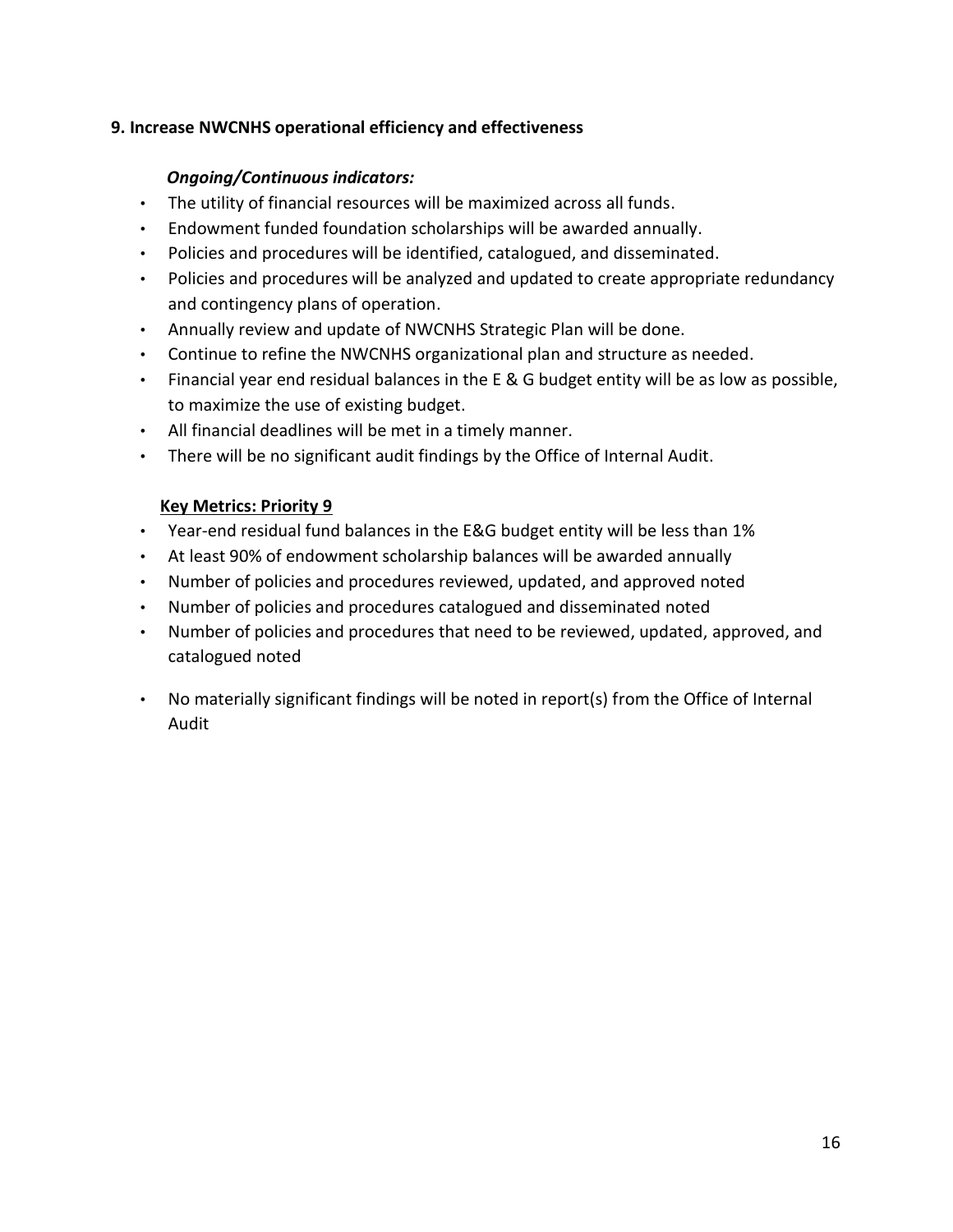### 9. Increase NWCNHS operational efficiency and effectiveness

***Ongoing/Continuous indicators:***

- The utility of financial resources will be maximized across all funds.
- Endowment funded foundation scholarships will be awarded annually.
- Policies and procedures will be identified, catalogued, and disseminated.
- Policies and procedures will be analyzed and updated to create appropriate redundancy and contingency plans of operation.
- Annually review and update of NWCNHS Strategic Plan will be done.
- Continue to refine the NWCNHS organizational plan and structure as needed.
- Financial year end residual balances in the E & G budget entity will be as low as possible, to maximize the use of existing budget.
- All financial deadlines will be met in a timely manner.
- There will be no significant audit findings by the Office of Internal Audit.

**Key Metrics: Priority 9**

- Year-end residual fund balances in the E&G budget entity will be less than 1%
- At least 90% of endowment scholarship balances will be awarded annually
- Number of policies and procedures reviewed, updated, and approved noted
- Number of policies and procedures catalogued and disseminated noted
- Number of policies and procedures that need to be reviewed, updated, approved, and catalogued noted
- No materially significant findings will be noted in report(s) from the Office of Internal Audit